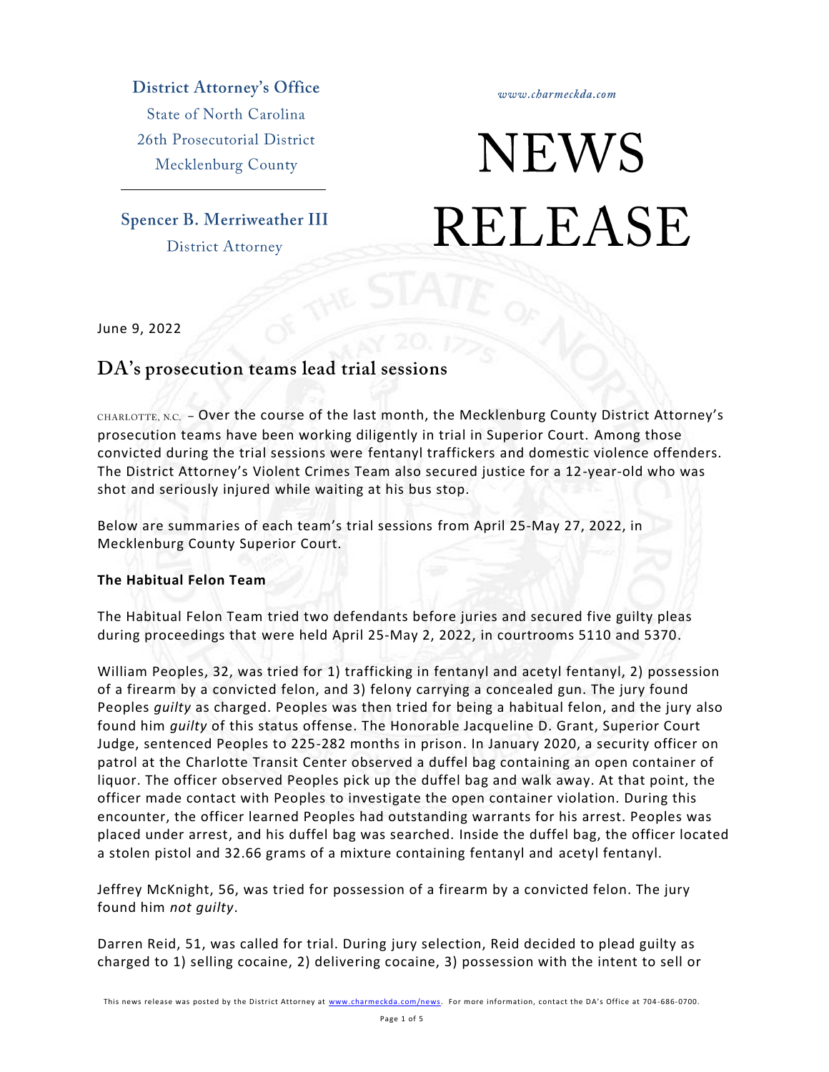**District Attorney's Office**
State of North Carolina
26th Prosecutorial District
Mecklenburg County

**Spencer B. Merriweather III**
District Attorney

*www.charmeckda.com*

# NEWS RELEASE

June 9, 2022

## DA's prosecution teams lead trial sessions

CHARLOTTE, N.C. – Over the course of the last month, the Mecklenburg County District Attorney's prosecution teams have been working diligently in trial in Superior Court. Among those convicted during the trial sessions were fentanyl traffickers and domestic violence offenders. The District Attorney's Violent Crimes Team also secured justice for a 12-year-old who was shot and seriously injured while waiting at his bus stop.

Below are summaries of each team's trial sessions from April 25-May 27, 2022, in Mecklenburg County Superior Court.

**The Habitual Felon Team**

The Habitual Felon Team tried two defendants before juries and secured five guilty pleas during proceedings that were held April 25-May 2, 2022, in courtrooms 5110 and 5370.

William Peoples, 32, was tried for 1) trafficking in fentanyl and acetyl fentanyl, 2) possession of a firearm by a convicted felon, and 3) felony carrying a concealed gun. The jury found Peoples *guilty* as charged. Peoples was then tried for being a habitual felon, and the jury also found him *guilty* of this status offense. The Honorable Jacqueline D. Grant, Superior Court Judge, sentenced Peoples to 225-282 months in prison. In January 2020, a security officer on patrol at the Charlotte Transit Center observed a duffel bag containing an open container of liquor. The officer observed Peoples pick up the duffel bag and walk away. At that point, the officer made contact with Peoples to investigate the open container violation. During this encounter, the officer learned Peoples had outstanding warrants for his arrest. Peoples was placed under arrest, and his duffel bag was searched. Inside the duffel bag, the officer located a stolen pistol and 32.66 grams of a mixture containing fentanyl and acetyl fentanyl.

Jeffrey McKnight, 56, was tried for possession of a firearm by a convicted felon. The jury found him *not guilty*.

Darren Reid, 51, was called for trial. During jury selection, Reid decided to plead guilty as charged to 1) selling cocaine, 2) delivering cocaine, 3) possession with the intent to sell or

This news release was posted by the District Attorney at www.charmeckda.com/news. For more information, contact the DA's Office at 704-686-0700.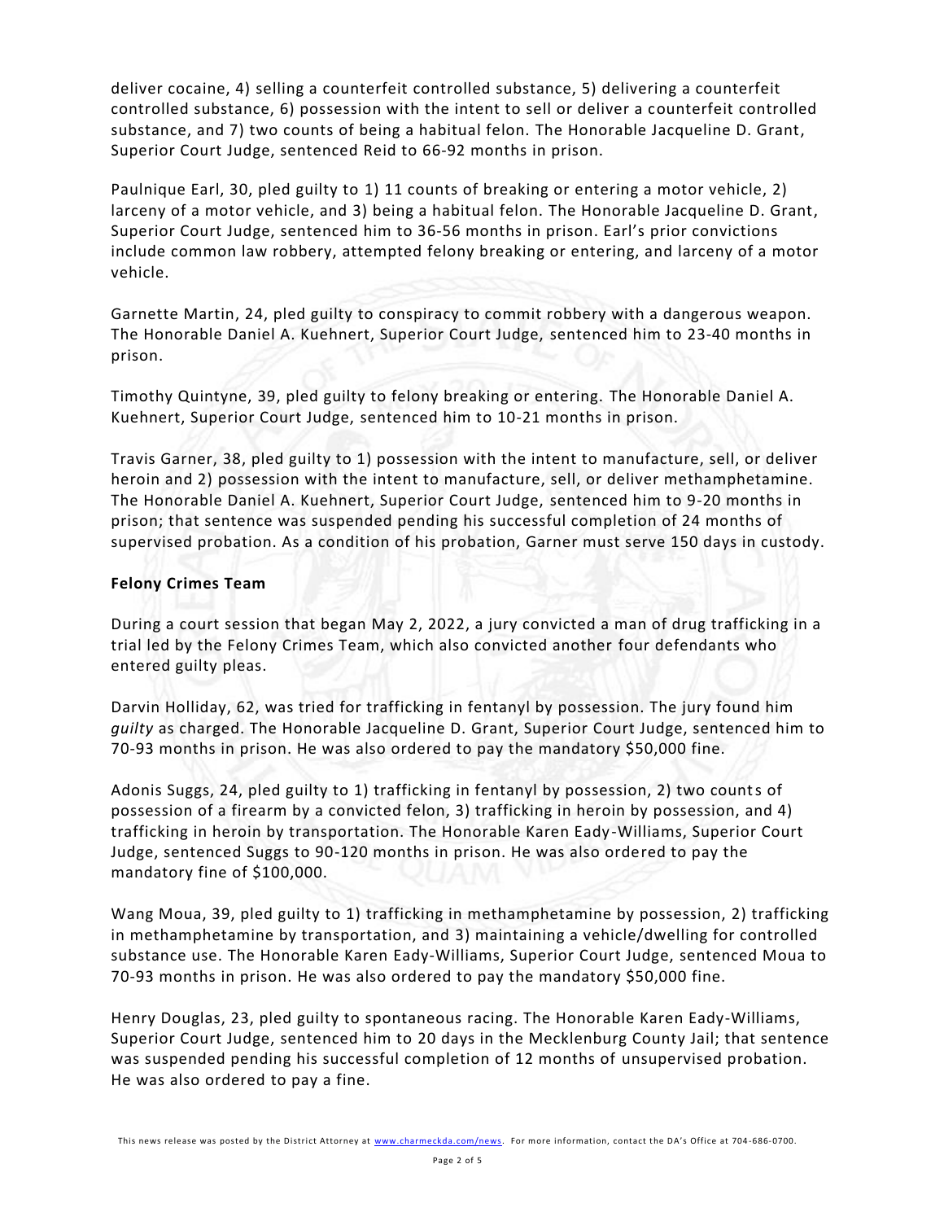deliver cocaine, 4) selling a counterfeit controlled substance, 5) delivering a counterfeit controlled substance, 6) possession with the intent to sell or deliver a counterfeit controlled substance, and 7) two counts of being a habitual felon. The Honorable Jacqueline D. Grant, Superior Court Judge, sentenced Reid to 66-92 months in prison.

Paulnique Earl, 30, pled guilty to 1) 11 counts of breaking or entering a motor vehicle, 2) larceny of a motor vehicle, and 3) being a habitual felon. The Honorable Jacqueline D. Grant, Superior Court Judge, sentenced him to 36-56 months in prison. Earl's prior convictions include common law robbery, attempted felony breaking or entering, and larceny of a motor vehicle.

Garnette Martin, 24, pled guilty to conspiracy to commit robbery with a dangerous weapon. The Honorable Daniel A. Kuehnert, Superior Court Judge, sentenced him to 23-40 months in prison.

Timothy Quintyne, 39, pled guilty to felony breaking or entering. The Honorable Daniel A. Kuehnert, Superior Court Judge, sentenced him to 10-21 months in prison.

Travis Garner, 38, pled guilty to 1) possession with the intent to manufacture, sell, or deliver heroin and 2) possession with the intent to manufacture, sell, or deliver methamphetamine. The Honorable Daniel A. Kuehnert, Superior Court Judge, sentenced him to 9-20 months in prison; that sentence was suspended pending his successful completion of 24 months of supervised probation. As a condition of his probation, Garner must serve 150 days in custody.

**Felony Crimes Team**

During a court session that began May 2, 2022, a jury convicted a man of drug trafficking in a trial led by the Felony Crimes Team, which also convicted another four defendants who entered guilty pleas.

Darvin Holliday, 62, was tried for trafficking in fentanyl by possession. The jury found him *guilty* as charged. The Honorable Jacqueline D. Grant, Superior Court Judge, sentenced him to 70-93 months in prison. He was also ordered to pay the mandatory $50,000 fine.

Adonis Suggs, 24, pled guilty to 1) trafficking in fentanyl by possession, 2) two counts of possession of a firearm by a convicted felon, 3) trafficking in heroin by possession, and 4) trafficking in heroin by transportation. The Honorable Karen Eady-Williams, Superior Court Judge, sentenced Suggs to 90-120 months in prison. He was also ordered to pay the mandatory fine of $100,000.

Wang Moua, 39, pled guilty to 1) trafficking in methamphetamine by possession, 2) trafficking in methamphetamine by transportation, and 3) maintaining a vehicle/dwelling for controlled substance use. The Honorable Karen Eady-Williams, Superior Court Judge, sentenced Moua to 70-93 months in prison. He was also ordered to pay the mandatory $50,000 fine.

Henry Douglas, 23, pled guilty to spontaneous racing. The Honorable Karen Eady-Williams, Superior Court Judge, sentenced him to 20 days in the Mecklenburg County Jail; that sentence was suspended pending his successful completion of 12 months of unsupervised probation. He was also ordered to pay a fine.

This news release was posted by the District Attorney at www.charmeckda.com/news. For more information, contact the DA's Office at 704-686-0700.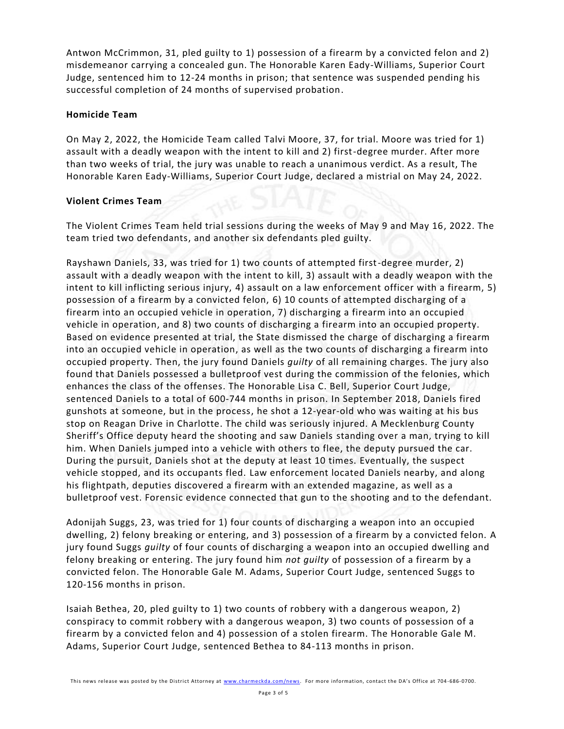Antwon McCrimmon, 31, pled guilty to 1) possession of a firearm by a convicted felon and 2) misdemeanor carrying a concealed gun. The Honorable Karen Eady-Williams, Superior Court Judge, sentenced him to 12-24 months in prison; that sentence was suspended pending his successful completion of 24 months of supervised probation.

**Homicide Team**

On May 2, 2022, the Homicide Team called Talvi Moore, 37, for trial. Moore was tried for 1) assault with a deadly weapon with the intent to kill and 2) first-degree murder. After more than two weeks of trial, the jury was unable to reach a unanimous verdict. As a result, The Honorable Karen Eady-Williams, Superior Court Judge, declared a mistrial on May 24, 2022.

**Violent Crimes Team**

The Violent Crimes Team held trial sessions during the weeks of May 9 and May 16, 2022. The team tried two defendants, and another six defendants pled guilty.

Rayshawn Daniels, 33, was tried for 1) two counts of attempted first-degree murder, 2) assault with a deadly weapon with the intent to kill, 3) assault with a deadly weapon with the intent to kill inflicting serious injury, 4) assault on a law enforcement officer with a firearm, 5) possession of a firearm by a convicted felon, 6) 10 counts of attempted discharging of a firearm into an occupied vehicle in operation, 7) discharging a firearm into an occupied vehicle in operation, and 8) two counts of discharging a firearm into an occupied property. Based on evidence presented at trial, the State dismissed the charge of discharging a firearm into an occupied vehicle in operation, as well as the two counts of discharging a firearm into occupied property. Then, the jury found Daniels *guilty* of all remaining charges. The jury also found that Daniels possessed a bulletproof vest during the commission of the felonies, which enhances the class of the offenses. The Honorable Lisa C. Bell, Superior Court Judge, sentenced Daniels to a total of 600-744 months in prison. In September 2018, Daniels fired gunshots at someone, but in the process, he shot a 12-year-old who was waiting at his bus stop on Reagan Drive in Charlotte. The child was seriously injured. A Mecklenburg County Sheriff's Office deputy heard the shooting and saw Daniels standing over a man, trying to kill him. When Daniels jumped into a vehicle with others to flee, the deputy pursued the car. During the pursuit, Daniels shot at the deputy at least 10 times. Eventually, the suspect vehicle stopped, and its occupants fled. Law enforcement located Daniels nearby, and along his flightpath, deputies discovered a firearm with an extended magazine, as well as a bulletproof vest. Forensic evidence connected that gun to the shooting and to the defendant.

Adonijah Suggs, 23, was tried for 1) four counts of discharging a weapon into an occupied dwelling, 2) felony breaking or entering, and 3) possession of a firearm by a convicted felon. A jury found Suggs *guilty* of four counts of discharging a weapon into an occupied dwelling and felony breaking or entering. The jury found him *not guilty* of possession of a firearm by a convicted felon. The Honorable Gale M. Adams, Superior Court Judge, sentenced Suggs to 120-156 months in prison.

Isaiah Bethea, 20, pled guilty to 1) two counts of robbery with a dangerous weapon, 2) conspiracy to commit robbery with a dangerous weapon, 3) two counts of possession of a firearm by a convicted felon and 4) possession of a stolen firearm. The Honorable Gale M. Adams, Superior Court Judge, sentenced Bethea to 84-113 months in prison.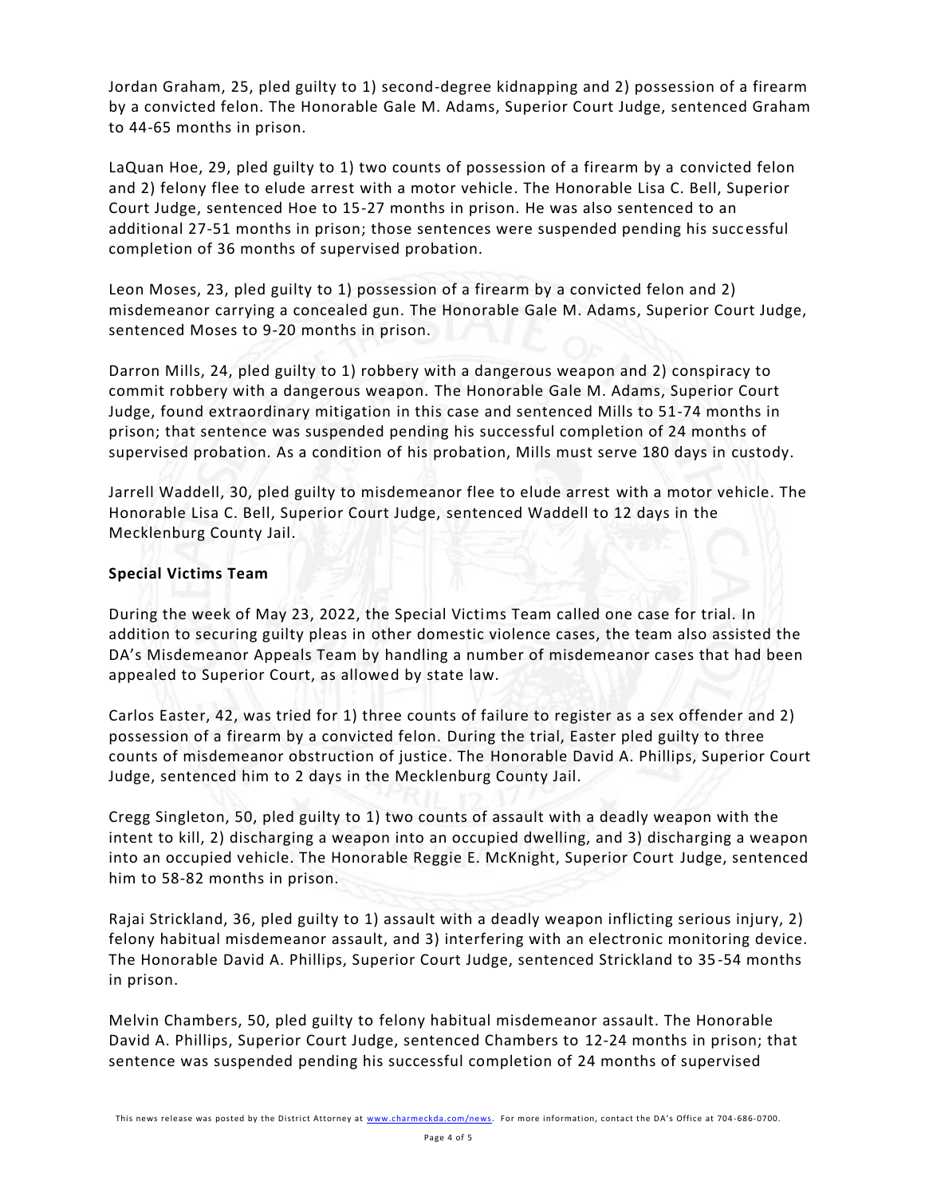Jordan Graham, 25, pled guilty to 1) second-degree kidnapping and 2) possession of a firearm by a convicted felon. The Honorable Gale M. Adams, Superior Court Judge, sentenced Graham to 44-65 months in prison.

LaQuan Hoe, 29, pled guilty to 1) two counts of possession of a firearm by a convicted felon and 2) felony flee to elude arrest with a motor vehicle. The Honorable Lisa C. Bell, Superior Court Judge, sentenced Hoe to 15-27 months in prison. He was also sentenced to an additional 27-51 months in prison; those sentences were suspended pending his successful completion of 36 months of supervised probation.

Leon Moses, 23, pled guilty to 1) possession of a firearm by a convicted felon and 2) misdemeanor carrying a concealed gun. The Honorable Gale M. Adams, Superior Court Judge, sentenced Moses to 9-20 months in prison.

Darron Mills, 24, pled guilty to 1) robbery with a dangerous weapon and 2) conspiracy to commit robbery with a dangerous weapon. The Honorable Gale M. Adams, Superior Court Judge, found extraordinary mitigation in this case and sentenced Mills to 51-74 months in prison; that sentence was suspended pending his successful completion of 24 months of supervised probation. As a condition of his probation, Mills must serve 180 days in custody.

Jarrell Waddell, 30, pled guilty to misdemeanor flee to elude arrest with a motor vehicle. The Honorable Lisa C. Bell, Superior Court Judge, sentenced Waddell to 12 days in the Mecklenburg County Jail.

**Special Victims Team**

During the week of May 23, 2022, the Special Victims Team called one case for trial. In addition to securing guilty pleas in other domestic violence cases, the team also assisted the DA's Misdemeanor Appeals Team by handling a number of misdemeanor cases that had been appealed to Superior Court, as allowed by state law.

Carlos Easter, 42, was tried for 1) three counts of failure to register as a sex offender and 2) possession of a firearm by a convicted felon. During the trial, Easter pled guilty to three counts of misdemeanor obstruction of justice. The Honorable David A. Phillips, Superior Court Judge, sentenced him to 2 days in the Mecklenburg County Jail.

Cregg Singleton, 50, pled guilty to 1) two counts of assault with a deadly weapon with the intent to kill, 2) discharging a weapon into an occupied dwelling, and 3) discharging a weapon into an occupied vehicle. The Honorable Reggie E. McKnight, Superior Court Judge, sentenced him to 58-82 months in prison.

Rajai Strickland, 36, pled guilty to 1) assault with a deadly weapon inflicting serious injury, 2) felony habitual misdemeanor assault, and 3) interfering with an electronic monitoring device. The Honorable David A. Phillips, Superior Court Judge, sentenced Strickland to 35-54 months in prison.

Melvin Chambers, 50, pled guilty to felony habitual misdemeanor assault. The Honorable David A. Phillips, Superior Court Judge, sentenced Chambers to 12-24 months in prison; that sentence was suspended pending his successful completion of 24 months of supervised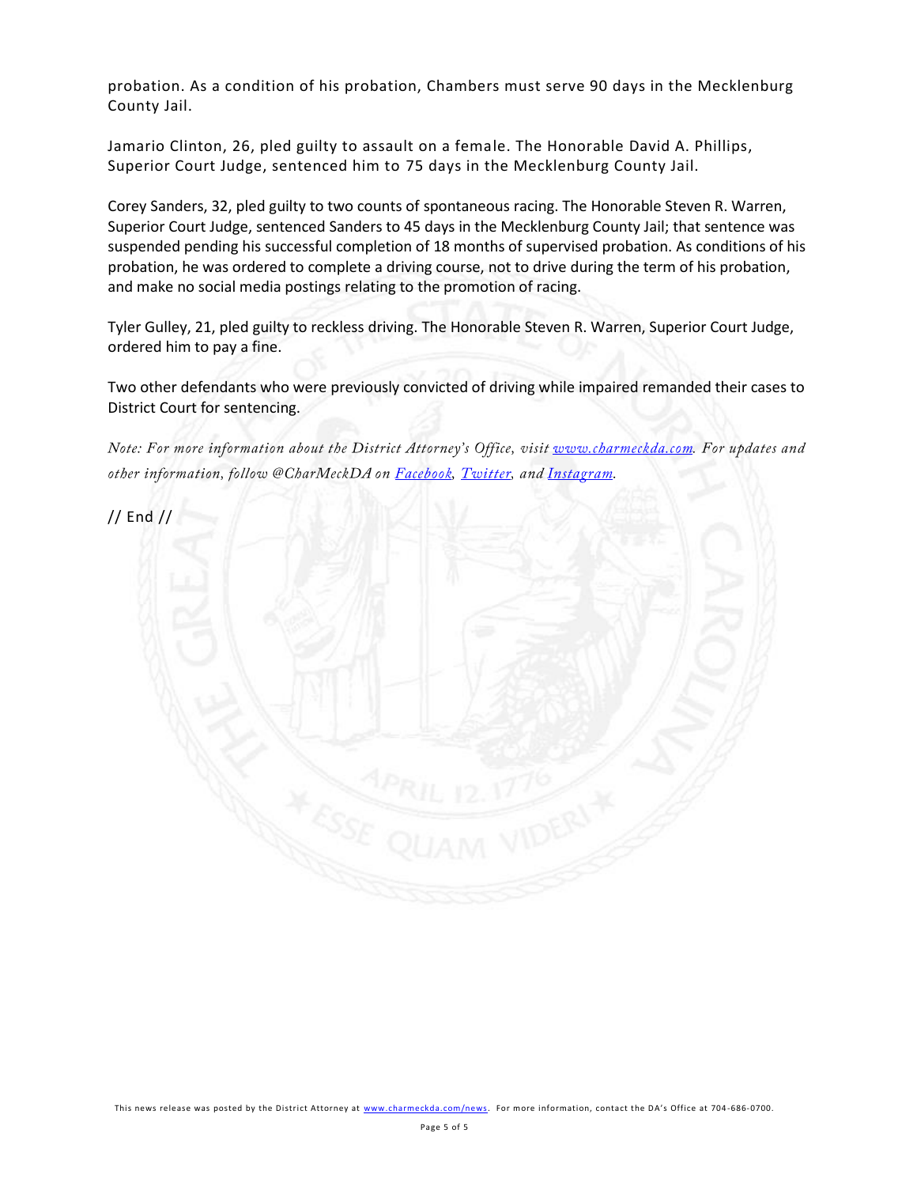probation. As a condition of his probation, Chambers must serve 90 days in the Mecklenburg County Jail.

Jamario Clinton, 26, pled guilty to assault on a female. The Honorable David A. Phillips, Superior Court Judge, sentenced him to 75 days in the Mecklenburg County Jail.

Corey Sanders, 32, pled guilty to two counts of spontaneous racing. The Honorable Steven R. Warren, Superior Court Judge, sentenced Sanders to 45 days in the Mecklenburg County Jail; that sentence was suspended pending his successful completion of 18 months of supervised probation. As conditions of his probation, he was ordered to complete a driving course, not to drive during the term of his probation, and make no social media postings relating to the promotion of racing.

Tyler Gulley, 21, pled guilty to reckless driving. The Honorable Steven R. Warren, Superior Court Judge, ordered him to pay a fine.

Two other defendants who were previously convicted of driving while impaired remanded their cases to District Court for sentencing.

*Note: For more information about the District Attorney's Office, visit [www.charmeckda.com](www.charmeckda.com). For updates and other information, follow @CharMeckDA on [Facebook](), [Twitter](), and [Instagram]().*

// End //

This news release was posted by the District Attorney at www.charmeckda.com/news. For more information, contact the DA's Office at 704-686-0700.